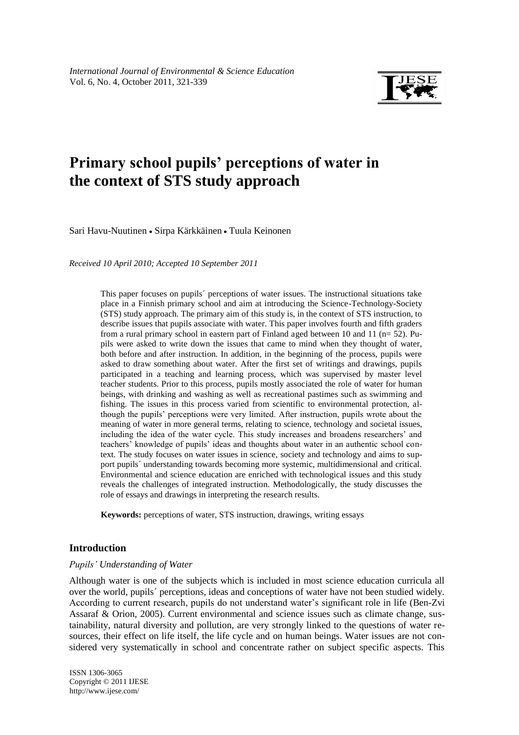*International Journal of Environmental & Science Education*
Vol. 6, No. 4, October 2011, 321-339

# Primary school pupils' perceptions of water in the context of STS study approach

Sari Havu-Nuutinen • Sirpa Kärkkäinen • Tuula Keinonen

*Received 10 April 2010; Accepted 10 September 2011*

This paper focuses on pupils´ perceptions of water issues. The instructional situations take place in a Finnish primary school and aim at introducing the Science-Technology-Society (STS) study approach. The primary aim of this study is, in the context of STS instruction, to describe issues that pupils associate with water. This paper involves fourth and fifth graders from a rural primary school in eastern part of Finland aged between 10 and 11 (n= 52). Pupils were asked to write down the issues that came to mind when they thought of water, both before and after instruction. In addition, in the beginning of the process, pupils were asked to draw something about water. After the first set of writings and drawings, pupils participated in a teaching and learning process, which was supervised by master level teacher students. Prior to this process, pupils mostly associated the role of water for human beings, with drinking and washing as well as recreational pastimes such as swimming and fishing. The issues in this process varied from scientific to environmental protection, although the pupils' perceptions were very limited. After instruction, pupils wrote about the meaning of water in more general terms, relating to science, technology and societal issues, including the idea of the water cycle. This study increases and broadens researchers' and teachers' knowledge of pupils' ideas and thoughts about water in an authentic school context. The study focuses on water issues in science, society and technology and aims to support pupils´ understanding towards becoming more systemic, multidimensional and critical. Environmental and science education are enriched with technological issues and this study reveals the challenges of integrated instruction. Methodologically, the study discusses the role of essays and drawings in interpreting the research results.

**Keywords:** perceptions of water, STS instruction, drawings, writing essays

## Introduction

### *Pupils' Understanding of Water*

Although water is one of the subjects which is included in most science education curricula all over the world, pupils´ perceptions, ideas and conceptions of water have not been studied widely. According to current research, pupils do not understand water's significant role in life (Ben-Zvi Assaraf & Orion, 2005). Current environmental and science issues such as climate change, sustainability, natural diversity and pollution, are very strongly linked to the questions of water resources, their effect on life itself, the life cycle and on human beings. Water issues are not considered very systematically in school and concentrate rather on subject specific aspects. This

ISSN 1306-3065
Copyright © 2011 IJESE
http://www.ijese.com/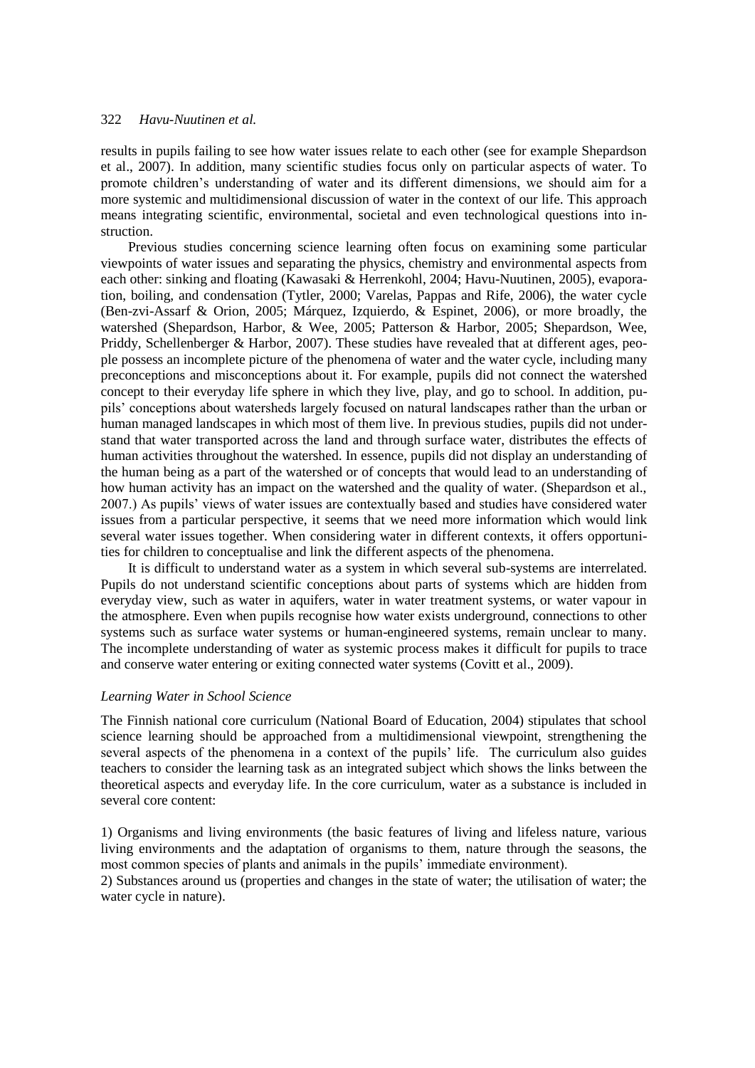results in pupils failing to see how water issues relate to each other (see for example Shepardson et al., 2007). In addition, many scientific studies focus only on particular aspects of water. To promote children's understanding of water and its different dimensions, we should aim for a more systemic and multidimensional discussion of water in the context of our life. This approach means integrating scientific, environmental, societal and even technological questions into instruction.

Previous studies concerning science learning often focus on examining some particular viewpoints of water issues and separating the physics, chemistry and environmental aspects from each other: sinking and floating (Kawasaki & Herrenkohl, 2004; Havu-Nuutinen, 2005), evaporation, boiling, and condensation (Tytler, 2000; Varelas, Pappas and Rife, 2006), the water cycle (Ben-zvi-Assarf & Orion, 2005; Márquez, Izquierdo, & Espinet, 2006), or more broadly, the watershed (Shepardson, Harbor, & Wee, 2005; Patterson & Harbor, 2005; Shepardson, Wee, Priddy, Schellenberger & Harbor, 2007). These studies have revealed that at different ages, people possess an incomplete picture of the phenomena of water and the water cycle, including many preconceptions and misconceptions about it. For example, pupils did not connect the watershed concept to their everyday life sphere in which they live, play, and go to school. In addition, pupils' conceptions about watersheds largely focused on natural landscapes rather than the urban or human managed landscapes in which most of them live. In previous studies, pupils did not understand that water transported across the land and through surface water, distributes the effects of human activities throughout the watershed. In essence, pupils did not display an understanding of the human being as a part of the watershed or of concepts that would lead to an understanding of how human activity has an impact on the watershed and the quality of water. (Shepardson et al., 2007.) As pupils' views of water issues are contextually based and studies have considered water issues from a particular perspective, it seems that we need more information which would link several water issues together. When considering water in different contexts, it offers opportunities for children to conceptualise and link the different aspects of the phenomena.

It is difficult to understand water as a system in which several sub-systems are interrelated. Pupils do not understand scientific conceptions about parts of systems which are hidden from everyday view, such as water in aquifers, water in water treatment systems, or water vapour in the atmosphere. Even when pupils recognise how water exists underground, connections to other systems such as surface water systems or human-engineered systems, remain unclear to many. The incomplete understanding of water as systemic process makes it difficult for pupils to trace and conserve water entering or exiting connected water systems (Covitt et al., 2009).

### *Learning Water in School Science*

The Finnish national core curriculum (National Board of Education, 2004) stipulates that school science learning should be approached from a multidimensional viewpoint, strengthening the several aspects of the phenomena in a context of the pupils' life. The curriculum also guides teachers to consider the learning task as an integrated subject which shows the links between the theoretical aspects and everyday life. In the core curriculum, water as a substance is included in several core content:

1) Organisms and living environments (the basic features of living and lifeless nature, various living environments and the adaptation of organisms to them, nature through the seasons, the most common species of plants and animals in the pupils' immediate environment).
2) Substances around us (properties and changes in the state of water; the utilisation of water; the water cycle in nature).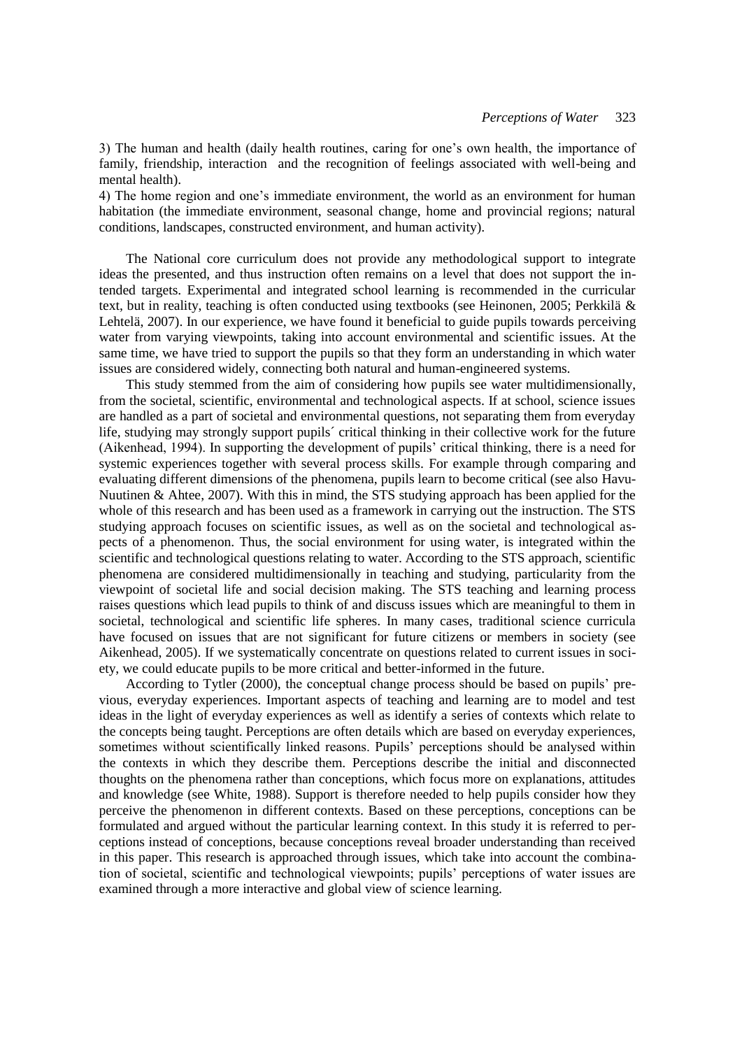3) The human and health (daily health routines, caring for one's own health, the importance of family, friendship, interaction  and the recognition of feelings associated with well-being and mental health).

4) The home region and one's immediate environment, the world as an environment for human habitation (the immediate environment, seasonal change, home and provincial regions; natural conditions, landscapes, constructed environment, and human activity).

The National core curriculum does not provide any methodological support to integrate ideas the presented, and thus instruction often remains on a level that does not support the intended targets. Experimental and integrated school learning is recommended in the curricular text, but in reality, teaching is often conducted using textbooks (see Heinonen, 2005; Perkkilä & Lehtelä, 2007). In our experience, we have found it beneficial to guide pupils towards perceiving water from varying viewpoints, taking into account environmental and scientific issues. At the same time, we have tried to support the pupils so that they form an understanding in which water issues are considered widely, connecting both natural and human-engineered systems.

This study stemmed from the aim of considering how pupils see water multidimensionally, from the societal, scientific, environmental and technological aspects. If at school, science issues are handled as a part of societal and environmental questions, not separating them from everyday life, studying may strongly support pupils´ critical thinking in their collective work for the future (Aikenhead, 1994). In supporting the development of pupils' critical thinking, there is a need for systemic experiences together with several process skills. For example through comparing and evaluating different dimensions of the phenomena, pupils learn to become critical (see also Havu-Nuutinen & Ahtee, 2007). With this in mind, the STS studying approach has been applied for the whole of this research and has been used as a framework in carrying out the instruction. The STS studying approach focuses on scientific issues, as well as on the societal and technological aspects of a phenomenon. Thus, the social environment for using water, is integrated within the scientific and technological questions relating to water. According to the STS approach, scientific phenomena are considered multidimensionally in teaching and studying, particularity from the viewpoint of societal life and social decision making. The STS teaching and learning process raises questions which lead pupils to think of and discuss issues which are meaningful to them in societal, technological and scientific life spheres. In many cases, traditional science curricula have focused on issues that are not significant for future citizens or members in society (see Aikenhead, 2005). If we systematically concentrate on questions related to current issues in society, we could educate pupils to be more critical and better-informed in the future.

According to Tytler (2000), the conceptual change process should be based on pupils' previous, everyday experiences. Important aspects of teaching and learning are to model and test ideas in the light of everyday experiences as well as identify a series of contexts which relate to the concepts being taught. Perceptions are often details which are based on everyday experiences, sometimes without scientifically linked reasons. Pupils' perceptions should be analysed within the contexts in which they describe them. Perceptions describe the initial and disconnected thoughts on the phenomena rather than conceptions, which focus more on explanations, attitudes and knowledge (see White, 1988). Support is therefore needed to help pupils consider how they perceive the phenomenon in different contexts. Based on these perceptions, conceptions can be formulated and argued without the particular learning context. In this study it is referred to perceptions instead of conceptions, because conceptions reveal broader understanding than received in this paper. This research is approached through issues, which take into account the combination of societal, scientific and technological viewpoints; pupils' perceptions of water issues are examined through a more interactive and global view of science learning.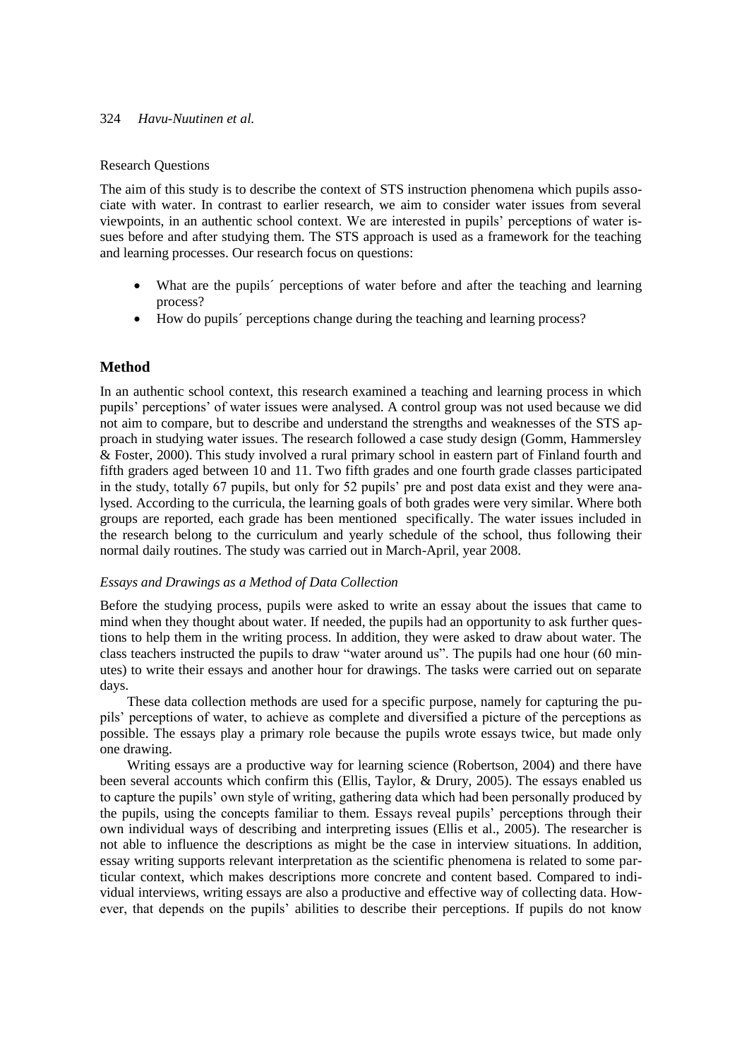Research Questions

The aim of this study is to describe the context of STS instruction phenomena which pupils associate with water. In contrast to earlier research, we aim to consider water issues from several viewpoints, in an authentic school context. We are interested in pupils' perceptions of water issues before and after studying them. The STS approach is used as a framework for the teaching and learning processes. Our research focus on questions:

- What are the pupils´ perceptions of water before and after the teaching and learning process?
- How do pupils´ perceptions change during the teaching and learning process?

## Method

In an authentic school context, this research examined a teaching and learning process in which pupils' perceptions' of water issues were analysed. A control group was not used because we did not aim to compare, but to describe and understand the strengths and weaknesses of the STS approach in studying water issues. The research followed a case study design (Gomm, Hammersley & Foster, 2000). This study involved a rural primary school in eastern part of Finland fourth and fifth graders aged between 10 and 11. Two fifth grades and one fourth grade classes participated in the study, totally 67 pupils, but only for 52 pupils' pre and post data exist and they were analysed. According to the curricula, the learning goals of both grades were very similar. Where both groups are reported, each grade has been mentioned specifically. The water issues included in the research belong to the curriculum and yearly schedule of the school, thus following their normal daily routines. The study was carried out in March-April, year 2008.

### *Essays and Drawings as a Method of Data Collection*

Before the studying process, pupils were asked to write an essay about the issues that came to mind when they thought about water. If needed, the pupils had an opportunity to ask further questions to help them in the writing process. In addition, they were asked to draw about water. The class teachers instructed the pupils to draw "water around us". The pupils had one hour (60 minutes) to write their essays and another hour for drawings. The tasks were carried out on separate days.

These data collection methods are used for a specific purpose, namely for capturing the pupils' perceptions of water, to achieve as complete and diversified a picture of the perceptions as possible. The essays play a primary role because the pupils wrote essays twice, but made only one drawing.

Writing essays are a productive way for learning science (Robertson, 2004) and there have been several accounts which confirm this (Ellis, Taylor, & Drury, 2005). The essays enabled us to capture the pupils' own style of writing, gathering data which had been personally produced by the pupils, using the concepts familiar to them. Essays reveal pupils' perceptions through their own individual ways of describing and interpreting issues (Ellis et al., 2005). The researcher is not able to influence the descriptions as might be the case in interview situations. In addition, essay writing supports relevant interpretation as the scientific phenomena is related to some particular context, which makes descriptions more concrete and content based. Compared to individual interviews, writing essays are also a productive and effective way of collecting data. However, that depends on the pupils' abilities to describe their perceptions. If pupils do not know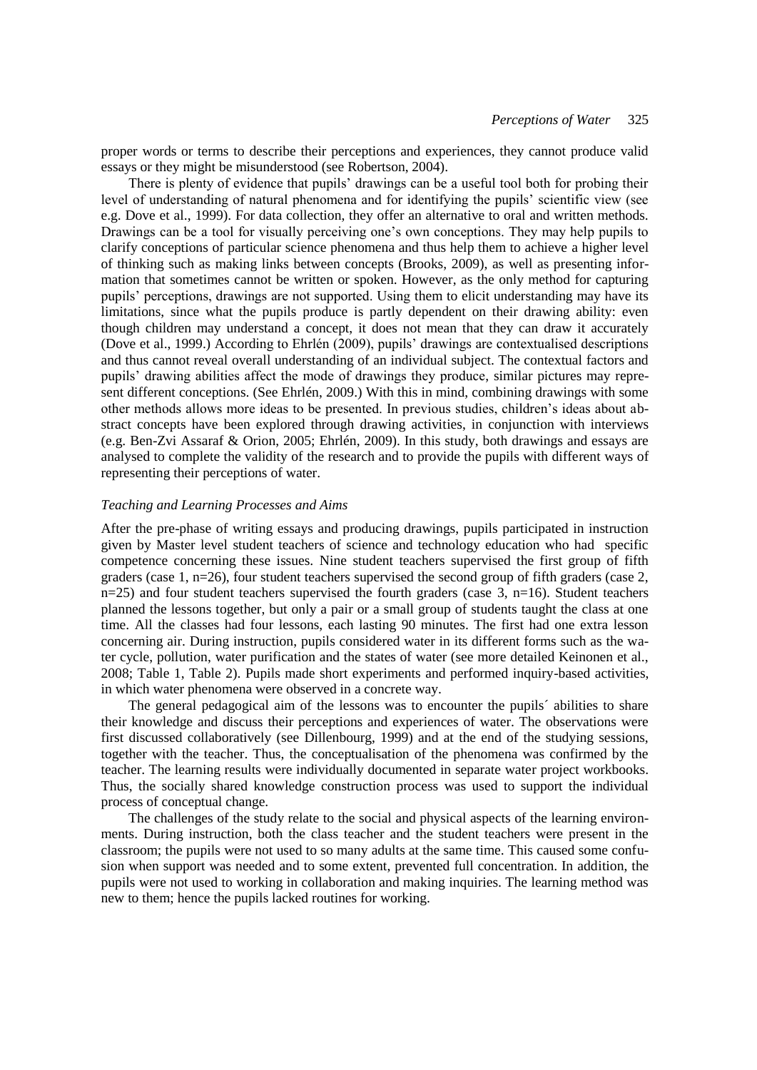proper words or terms to describe their perceptions and experiences, they cannot produce valid essays or they might be misunderstood (see Robertson, 2004).

There is plenty of evidence that pupils' drawings can be a useful tool both for probing their level of understanding of natural phenomena and for identifying the pupils' scientific view (see e.g. Dove et al., 1999). For data collection, they offer an alternative to oral and written methods. Drawings can be a tool for visually perceiving one's own conceptions. They may help pupils to clarify conceptions of particular science phenomena and thus help them to achieve a higher level of thinking such as making links between concepts (Brooks, 2009), as well as presenting information that sometimes cannot be written or spoken. However, as the only method for capturing pupils' perceptions, drawings are not supported. Using them to elicit understanding may have its limitations, since what the pupils produce is partly dependent on their drawing ability: even though children may understand a concept, it does not mean that they can draw it accurately (Dove et al., 1999.) According to Ehrlén (2009), pupils' drawings are contextualised descriptions and thus cannot reveal overall understanding of an individual subject. The contextual factors and pupils' drawing abilities affect the mode of drawings they produce, similar pictures may represent different conceptions. (See Ehrlén, 2009.) With this in mind, combining drawings with some other methods allows more ideas to be presented. In previous studies, children's ideas about abstract concepts have been explored through drawing activities, in conjunction with interviews (e.g. Ben-Zvi Assaraf & Orion, 2005; Ehrlén, 2009). In this study, both drawings and essays are analysed to complete the validity of the research and to provide the pupils with different ways of representing their perceptions of water.

### *Teaching and Learning Processes and Aims*

After the pre-phase of writing essays and producing drawings, pupils participated in instruction given by Master level student teachers of science and technology education who had specific competence concerning these issues. Nine student teachers supervised the first group of fifth graders (case 1, n=26), four student teachers supervised the second group of fifth graders (case 2, n=25) and four student teachers supervised the fourth graders (case 3, n=16). Student teachers planned the lessons together, but only a pair or a small group of students taught the class at one time. All the classes had four lessons, each lasting 90 minutes. The first had one extra lesson concerning air. During instruction, pupils considered water in its different forms such as the water cycle, pollution, water purification and the states of water (see more detailed Keinonen et al., 2008; Table 1, Table 2). Pupils made short experiments and performed inquiry-based activities, in which water phenomena were observed in a concrete way.

The general pedagogical aim of the lessons was to encounter the pupils´ abilities to share their knowledge and discuss their perceptions and experiences of water. The observations were first discussed collaboratively (see Dillenbourg, 1999) and at the end of the studying sessions, together with the teacher. Thus, the conceptualisation of the phenomena was confirmed by the teacher. The learning results were individually documented in separate water project workbooks. Thus, the socially shared knowledge construction process was used to support the individual process of conceptual change.

The challenges of the study relate to the social and physical aspects of the learning environments. During instruction, both the class teacher and the student teachers were present in the classroom; the pupils were not used to so many adults at the same time. This caused some confusion when support was needed and to some extent, prevented full concentration. In addition, the pupils were not used to working in collaboration and making inquiries. The learning method was new to them; hence the pupils lacked routines for working.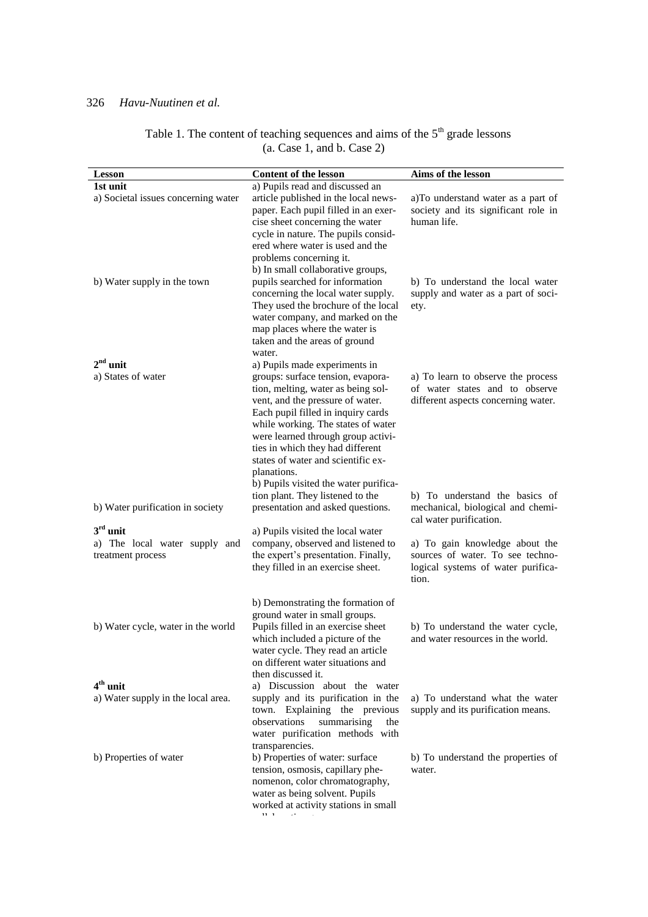Table 1. The content of teaching sequences and aims of the 5th grade lessons (a. Case 1, and b. Case 2)

| Lesson | Content of the lesson | Aims of the lesson |
|---|---|---|
| **1st unit**<br>a) Societal issues concerning water | a) Pupils read and discussed an article published in the local newspaper. Each pupil filled in an exercise sheet concerning the water cycle in nature. The pupils considered where water is used and the problems concerning it. | a)To understand water as a part of society and its significant role in human life. |
| b) Water supply in the town | b) In small collaborative groups, pupils searched for information concerning the local water supply. They used the brochure of the local water company, and marked on the map places where the water is taken and the areas of ground water. | b) To understand the local water supply and water as a part of society. |
| **2nd unit**<br>a) States of water | a) Pupils made experiments in groups: surface tension, evaporation, melting, water as being solvent, and the pressure of water. Each pupil filled in inquiry cards while working. The states of water were learned through group activities in which they had different states of water and scientific explanations. | a) To learn to observe the process of water states and to observe different aspects concerning water. |
| b) Water purification in society | b) Pupils visited the water purification plant. They listened to the presentation and asked questions. | b) To understand the basics of mechanical, biological and chemical water purification. |
| **3rd unit**<br>a) The local water supply and treatment process | a) Pupils visited the local water company, observed and listened to the expert's presentation. Finally, they filled in an exercise sheet. | a) To gain knowledge about the sources of water. To see technological systems of water purification. |
| b) Water cycle, water in the world | b) Demonstrating the formation of ground water in small groups. Pupils filled in an exercise sheet which included a picture of the water cycle. They read an article on different water situations and then discussed it. | b) To understand the water cycle, and water resources in the world. |
| **4th unit**<br>a) Water supply in the local area. | a) Discussion about the water supply and its purification in the town. Explaining the previous observations summarising the water purification methods with transparencies. | a) To understand what the water supply and its purification means. |
| b) Properties of water | b) Properties of water: surface tension, osmosis, capillary phenomenon, color chromatography, water as being solvent. Pupils worked at activity stations in small collaborative groups. | b) To understand the properties of water. |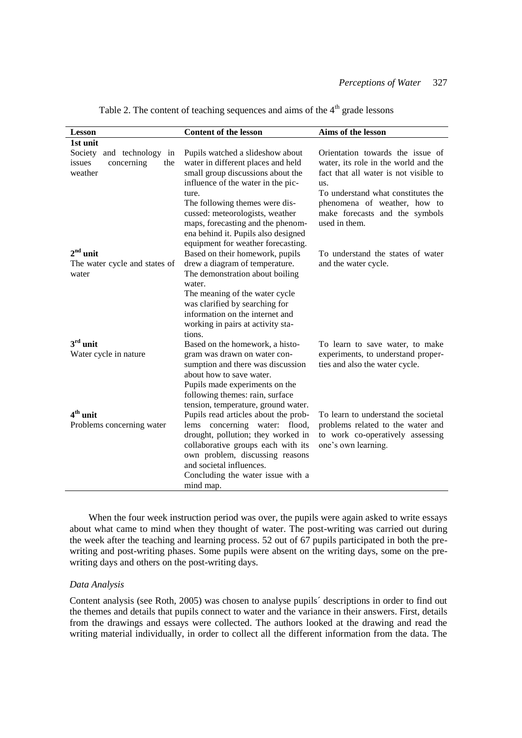Table 2. The content of teaching sequences and aims of the 4th grade lessons

| Lesson | Content of the lesson | Aims of the lesson |
|---|---|---|
| **1st unit**<br>Society and technology in issues concerning the weather | Pupils watched a slideshow about water in different places and held small group discussions about the influence of the water in the picture.<br>The following themes were discussed: meteorologists, weather maps, forecasting and the phenomena behind it. Pupils also designed equipment for weather forecasting. | Orientation towards the issue of water, its role in the world and the fact that all water is not visible to us.<br>To understand what constitutes the phenomena of weather, how to make forecasts and the symbols used in them. |
| **2nd unit**<br>The water cycle and states of water | Based on their homework, pupils drew a diagram of temperature.<br>The demonstration about boiling water.<br>The meaning of the water cycle was clarified by searching for information on the internet and working in pairs at activity stations. | To understand the states of water and the water cycle. |
| **3rd unit**<br>Water cycle in nature | Based on the homework, a histogram was drawn on water consumption and there was discussion about how to save water.<br>Pupils made experiments on the following themes: rain, surface tension, temperature, ground water. | To learn to save water, to make experiments, to understand properties and also the water cycle. |
| **4th unit**<br>Problems concerning water | Pupils read articles about the problems concerning water: flood, drought, pollution; they worked in collaborative groups each with its own problem, discussing reasons and societal influences.<br>Concluding the water issue with a mind map. | To learn to understand the societal problems related to the water and to work co-operatively assessing one's own learning. |

When the four week instruction period was over, the pupils were again asked to write essays about what came to mind when they thought of water. The post-writing was carried out during the week after the teaching and learning process. 52 out of 67 pupils participated in both the pre-writing and post-writing phases. Some pupils were absent on the writing days, some on the pre-writing days and others on the post-writing days.

### *Data Analysis*

Content analysis (see Roth, 2005) was chosen to analyse pupils´ descriptions in order to find out the themes and details that pupils connect to water and the variance in their answers. First, details from the drawings and essays were collected. The authors looked at the drawing and read the writing material individually, in order to collect all the different information from the data. The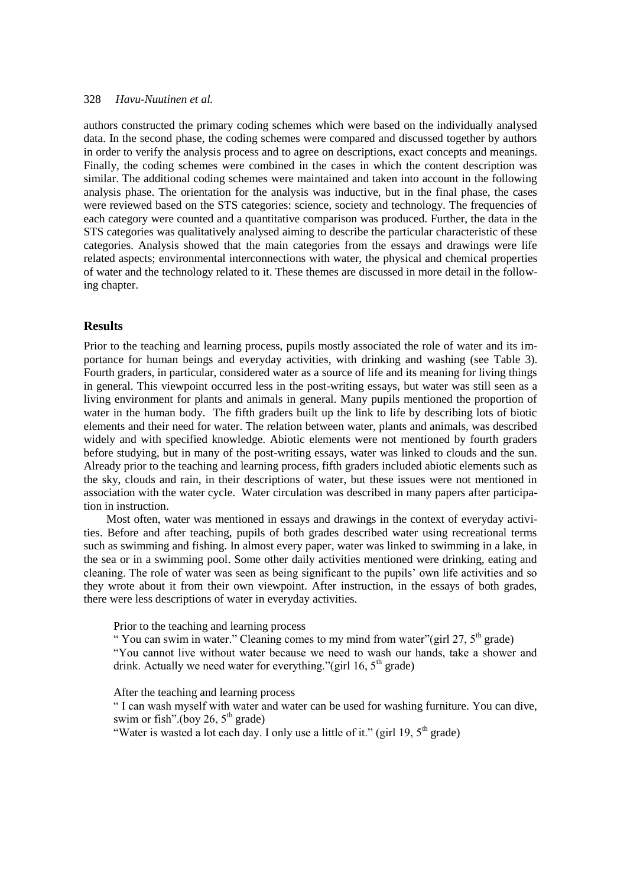authors constructed the primary coding schemes which were based on the individually analysed data. In the second phase, the coding schemes were compared and discussed together by authors in order to verify the analysis process and to agree on descriptions, exact concepts and meanings. Finally, the coding schemes were combined in the cases in which the content description was similar. The additional coding schemes were maintained and taken into account in the following analysis phase. The orientation for the analysis was inductive, but in the final phase, the cases were reviewed based on the STS categories: science, society and technology. The frequencies of each category were counted and a quantitative comparison was produced. Further, the data in the STS categories was qualitatively analysed aiming to describe the particular characteristic of these categories. Analysis showed that the main categories from the essays and drawings were life related aspects; environmental interconnections with water, the physical and chemical properties of water and the technology related to it. These themes are discussed in more detail in the following chapter.

## Results

Prior to the teaching and learning process, pupils mostly associated the role of water and its importance for human beings and everyday activities, with drinking and washing (see Table 3). Fourth graders, in particular, considered water as a source of life and its meaning for living things in general. This viewpoint occurred less in the post-writing essays, but water was still seen as a living environment for plants and animals in general. Many pupils mentioned the proportion of water in the human body. The fifth graders built up the link to life by describing lots of biotic elements and their need for water. The relation between water, plants and animals, was described widely and with specified knowledge. Abiotic elements were not mentioned by fourth graders before studying, but in many of the post-writing essays, water was linked to clouds and the sun. Already prior to the teaching and learning process, fifth graders included abiotic elements such as the sky, clouds and rain, in their descriptions of water, but these issues were not mentioned in association with the water cycle. Water circulation was described in many papers after participation in instruction.

Most often, water was mentioned in essays and drawings in the context of everyday activities. Before and after teaching, pupils of both grades described water using recreational terms such as swimming and fishing. In almost every paper, water was linked to swimming in a lake, in the sea or in a swimming pool. Some other daily activities mentioned were drinking, eating and cleaning. The role of water was seen as being significant to the pupils' own life activities and so they wrote about it from their own viewpoint. After instruction, in the essays of both grades, there were less descriptions of water in everyday activities.

Prior to the teaching and learning process

" You can swim in water." Cleaning comes to my mind from water"(girl 27, 5th grade)

"You cannot live without water because we need to wash our hands, take a shower and drink. Actually we need water for everything."(girl 16, 5th grade)

After the teaching and learning process

" I can wash myself with water and water can be used for washing furniture. You can dive, swim or fish".(boy 26, 5th grade)

"Water is wasted a lot each day. I only use a little of it." (girl 19, 5th grade)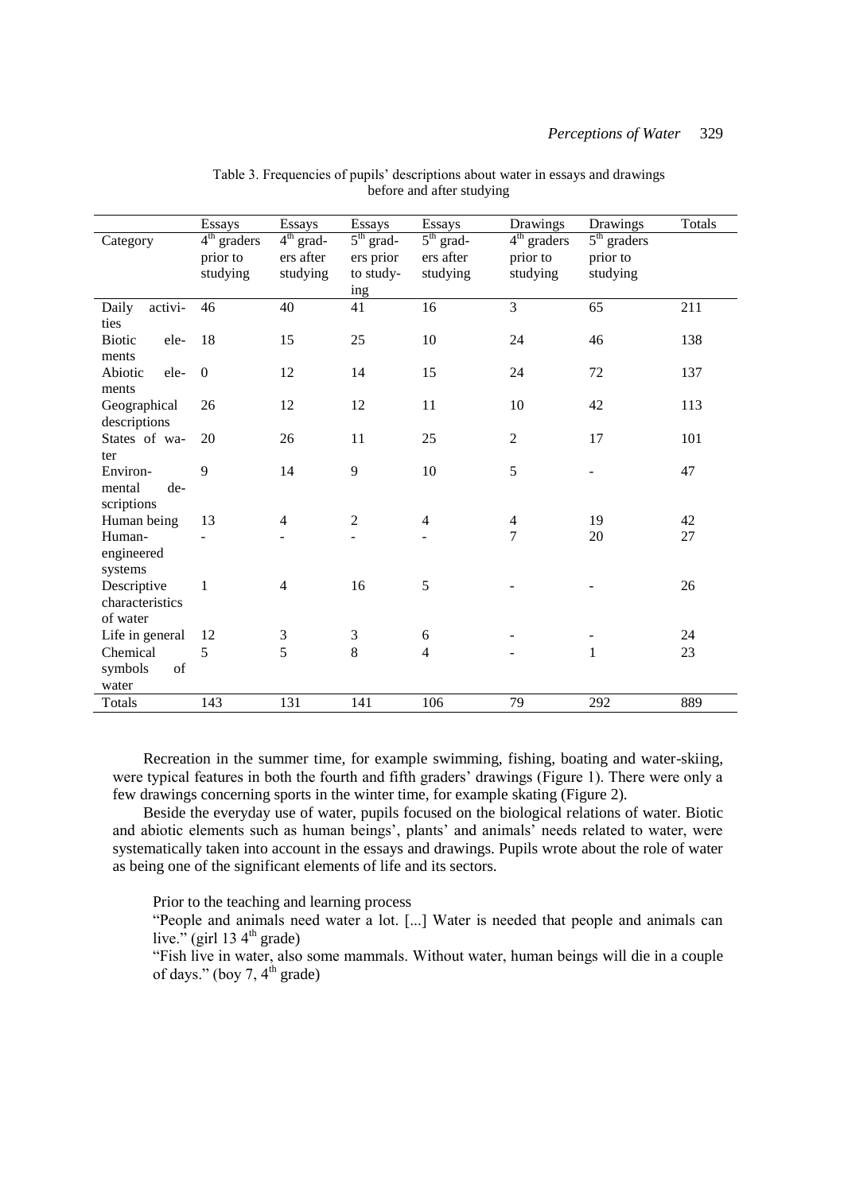Table 3. Frequencies of pupils' descriptions about water in essays and drawings before and after studying

| Category | Essays 4th graders prior to studying | Essays 4th graders after studying | Essays 5th graders prior to studying | Essays 5th graders after studying | Drawings 4th graders prior to studying | Drawings 5th graders prior to studying | Totals |
|---|---|---|---|---|---|---|---|
| Daily activities | 46 | 40 | 41 | 16 | 3 | 65 | 211 |
| Biotic elements | 18 | 15 | 25 | 10 | 24 | 46 | 138 |
| Abiotic elements | 0 | 12 | 14 | 15 | 24 | 72 | 137 |
| Geographical descriptions | 26 | 12 | 12 | 11 | 10 | 42 | 113 |
| States of water | 20 | 26 | 11 | 25 | 2 | 17 | 101 |
| Environmental descriptions | 9 | 14 | 9 | 10 | 5 | - | 47 |
| Human being | 13 | 4 | 2 | 4 | 4 | 19 | 42 |
| Human-engineered systems | - | - | - | - | 7 | 20 | 27 |
| Descriptive characteristics of water | 1 | 4 | 16 | 5 | - | - | 26 |
| Life in general | 12 | 3 | 3 | 6 | - | - | 24 |
| Chemical symbols of water | 5 | 5 | 8 | 4 | - | 1 | 23 |
| Totals | 143 | 131 | 141 | 106 | 79 | 292 | 889 |

Recreation in the summer time, for example swimming, fishing, boating and water-skiing, were typical features in both the fourth and fifth graders' drawings (Figure 1). There were only a few drawings concerning sports in the winter time, for example skating (Figure 2).

Beside the everyday use of water, pupils focused on the biological relations of water. Biotic and abiotic elements such as human beings', plants' and animals' needs related to water, were systematically taken into account in the essays and drawings. Pupils wrote about the role of water as being one of the significant elements of life and its sectors.

Prior to the teaching and learning process

"People and animals need water a lot. [...] Water is needed that people and animals can live." (girl 13 4th grade)

"Fish live in water, also some mammals. Without water, human beings will die in a couple of days." (boy 7, 4th grade)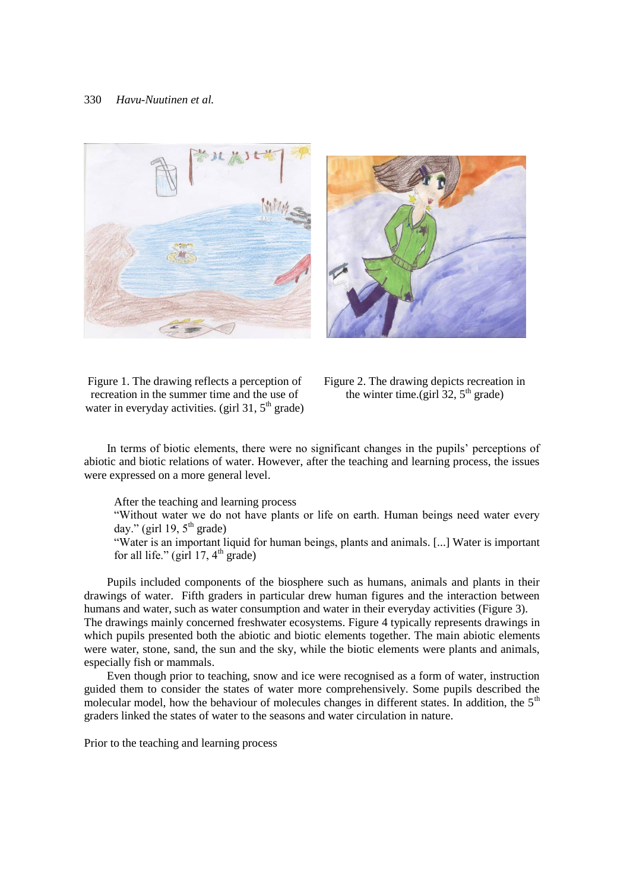Figure 1. The drawing reflects a perception of recreation in the summer time and the use of water in everyday activities. (girl 31, 5th grade)

Figure 2. The drawing depicts recreation in the winter time.(girl 32, 5th grade)

In terms of biotic elements, there were no significant changes in the pupils' perceptions of abiotic and biotic relations of water. However, after the teaching and learning process, the issues were expressed on a more general level.

After the teaching and learning process

"Without water we do not have plants or life on earth. Human beings need water every day." (girl 19, 5th grade)

"Water is an important liquid for human beings, plants and animals. [...] Water is important for all life." (girl 17, 4th grade)

Pupils included components of the biosphere such as humans, animals and plants in their drawings of water. Fifth graders in particular drew human figures and the interaction between humans and water, such as water consumption and water in their everyday activities (Figure 3). The drawings mainly concerned freshwater ecosystems. Figure 4 typically represents drawings in which pupils presented both the abiotic and biotic elements together. The main abiotic elements were water, stone, sand, the sun and the sky, while the biotic elements were plants and animals, especially fish or mammals.

Even though prior to teaching, snow and ice were recognised as a form of water, instruction guided them to consider the states of water more comprehensively. Some pupils described the molecular model, how the behaviour of molecules changes in different states. In addition, the 5th graders linked the states of water to the seasons and water circulation in nature.

Prior to the teaching and learning process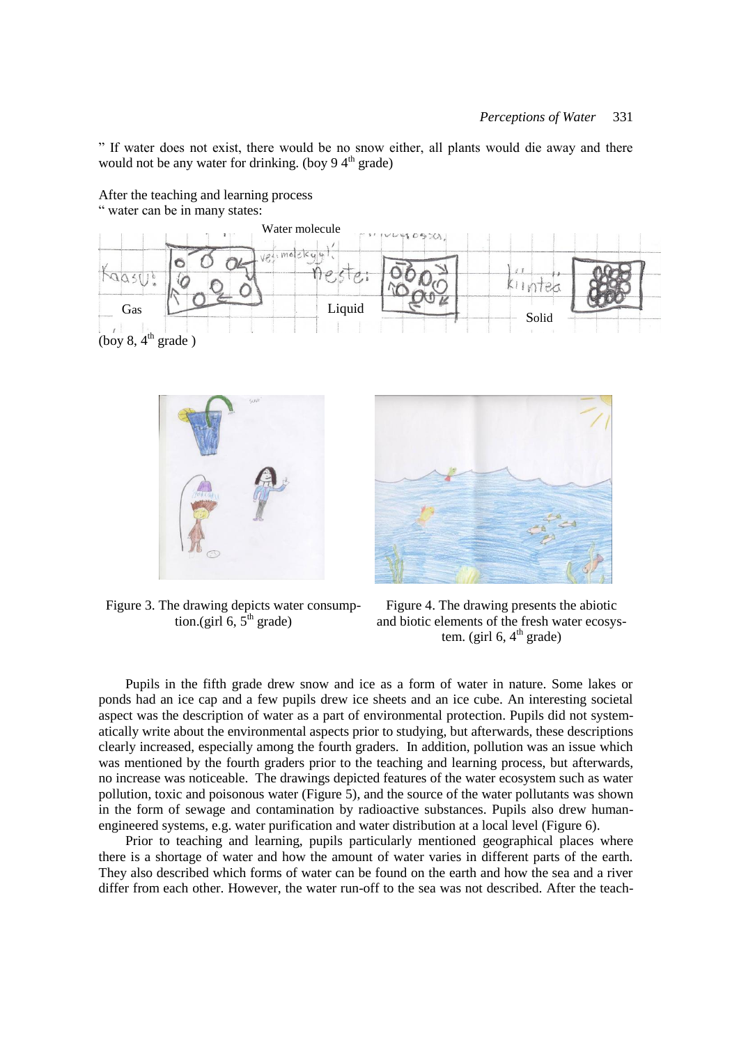" If water does not exist, there would be no snow either, all plants would die away and there would not be any water for drinking. (boy 9 4th grade)

After the teaching and learning process
" water can be in many states:

Water molecule

Gas Liquid Solid

(boy 8, 4th grade )

Figure 3. The drawing depicts water consumption.(girl 6, 5th grade)

Figure 4. The drawing presents the abiotic and biotic elements of the fresh water ecosystem. (girl 6, 4th grade)

Pupils in the fifth grade drew snow and ice as a form of water in nature. Some lakes or ponds had an ice cap and a few pupils drew ice sheets and an ice cube. An interesting societal aspect was the description of water as a part of environmental protection. Pupils did not systematically write about the environmental aspects prior to studying, but afterwards, these descriptions clearly increased, especially among the fourth graders. In addition, pollution was an issue which was mentioned by the fourth graders prior to the teaching and learning process, but afterwards, no increase was noticeable. The drawings depicted features of the water ecosystem such as water pollution, toxic and poisonous water (Figure 5), and the source of the water pollutants was shown in the form of sewage and contamination by radioactive substances. Pupils also drew human-engineered systems, e.g. water purification and water distribution at a local level (Figure 6).

Prior to teaching and learning, pupils particularly mentioned geographical places where there is a shortage of water and how the amount of water varies in different parts of the earth. They also described which forms of water can be found on the earth and how the sea and a river differ from each other. However, the water run-off to the sea was not described. After the teach-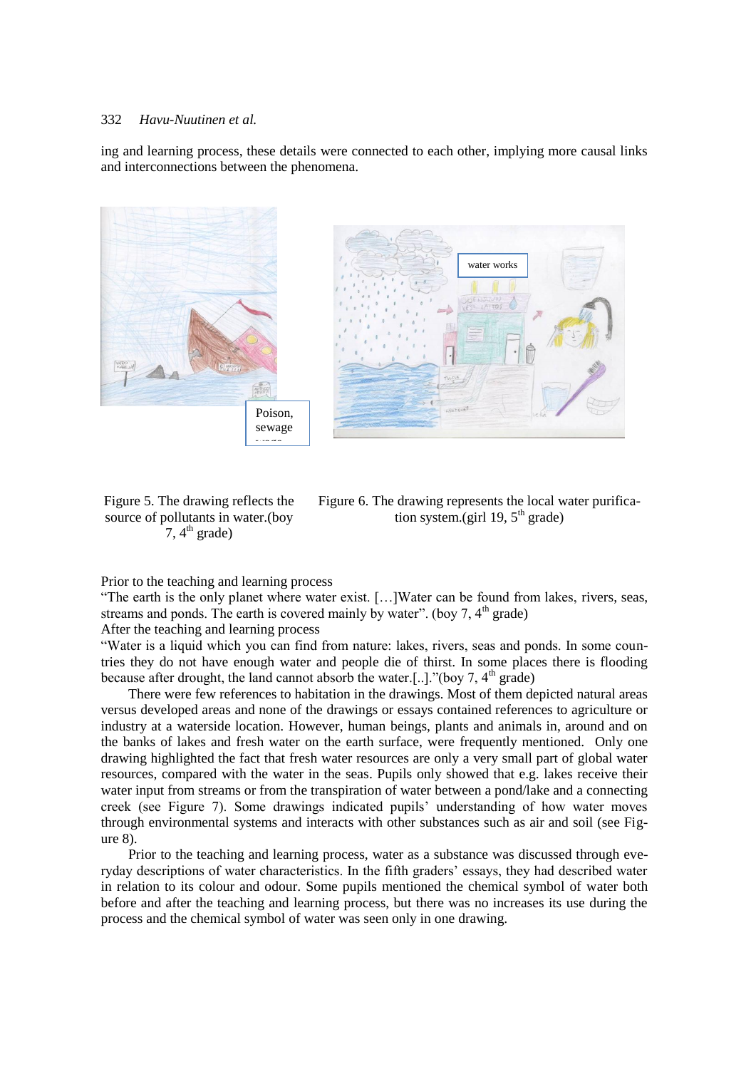ing and learning process, these details were connected to each other, implying more causal links and interconnections between the phenomena.

Figure 5. The drawing reflects the source of pollutants in water.(boy 7, 4th grade)

Figure 6. The drawing represents the local water purification system.(girl 19, 5th grade)

Prior to the teaching and learning process
"The earth is the only planet where water exist. […]Water can be found from lakes, rivers, seas, streams and ponds. The earth is covered mainly by water". (boy 7, 4th grade)
After the teaching and learning process
"Water is a liquid which you can find from nature: lakes, rivers, seas and ponds. In some countries they do not have enough water and people die of thirst. In some places there is flooding because after drought, the land cannot absorb the water.[..]."(boy 7, 4th grade)

There were few references to habitation in the drawings. Most of them depicted natural areas versus developed areas and none of the drawings or essays contained references to agriculture or industry at a waterside location. However, human beings, plants and animals in, around and on the banks of lakes and fresh water on the earth surface, were frequently mentioned. Only one drawing highlighted the fact that fresh water resources are only a very small part of global water resources, compared with the water in the seas. Pupils only showed that e.g. lakes receive their water input from streams or from the transpiration of water between a pond/lake and a connecting creek (see Figure 7). Some drawings indicated pupils' understanding of how water moves through environmental systems and interacts with other substances such as air and soil (see Figure 8).

Prior to the teaching and learning process, water as a substance was discussed through everyday descriptions of water characteristics. In the fifth graders' essays, they had described water in relation to its colour and odour. Some pupils mentioned the chemical symbol of water both before and after the teaching and learning process, but there was no increases its use during the process and the chemical symbol of water was seen only in one drawing.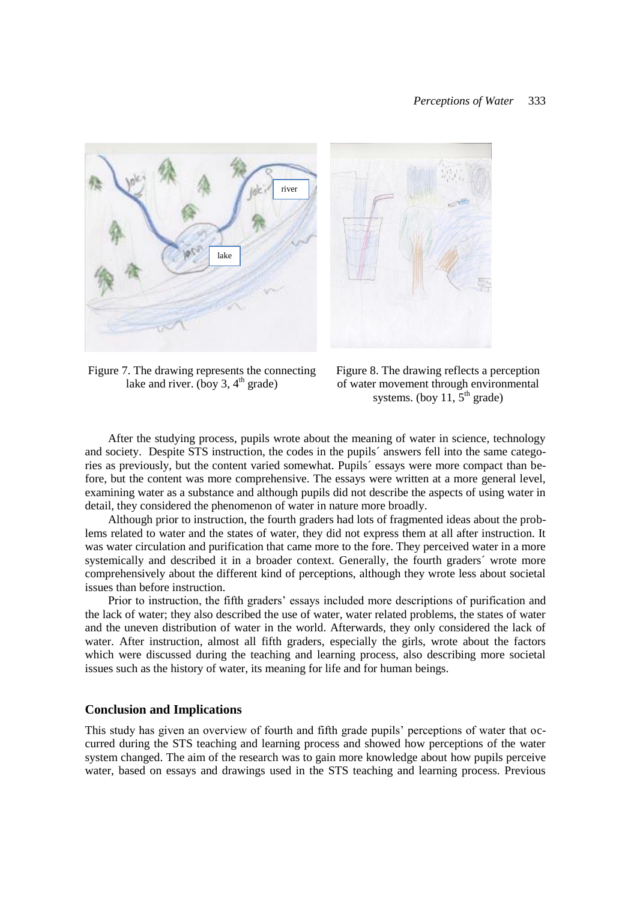Figure 7. The drawing represents the connecting lake and river. (boy 3, 4th grade)

Figure 8. The drawing reflects a perception of water movement through environmental systems. (boy 11, 5th grade)

After the studying process, pupils wrote about the meaning of water in science, technology and society. Despite STS instruction, the codes in the pupils´ answers fell into the same categories as previously, but the content varied somewhat. Pupils´ essays were more compact than before, but the content was more comprehensive. The essays were written at a more general level, examining water as a substance and although pupils did not describe the aspects of using water in detail, they considered the phenomenon of water in nature more broadly.

Although prior to instruction, the fourth graders had lots of fragmented ideas about the problems related to water and the states of water, they did not express them at all after instruction. It was water circulation and purification that came more to the fore. They perceived water in a more systemically and described it in a broader context. Generally, the fourth graders´ wrote more comprehensively about the different kind of perceptions, although they wrote less about societal issues than before instruction.

Prior to instruction, the fifth graders' essays included more descriptions of purification and the lack of water; they also described the use of water, water related problems, the states of water and the uneven distribution of water in the world. Afterwards, they only considered the lack of water. After instruction, almost all fifth graders, especially the girls, wrote about the factors which were discussed during the teaching and learning process, also describing more societal issues such as the history of water, its meaning for life and for human beings.

## Conclusion and Implications

This study has given an overview of fourth and fifth grade pupils' perceptions of water that occurred during the STS teaching and learning process and showed how perceptions of the water system changed. The aim of the research was to gain more knowledge about how pupils perceive water, based on essays and drawings used in the STS teaching and learning process. Previous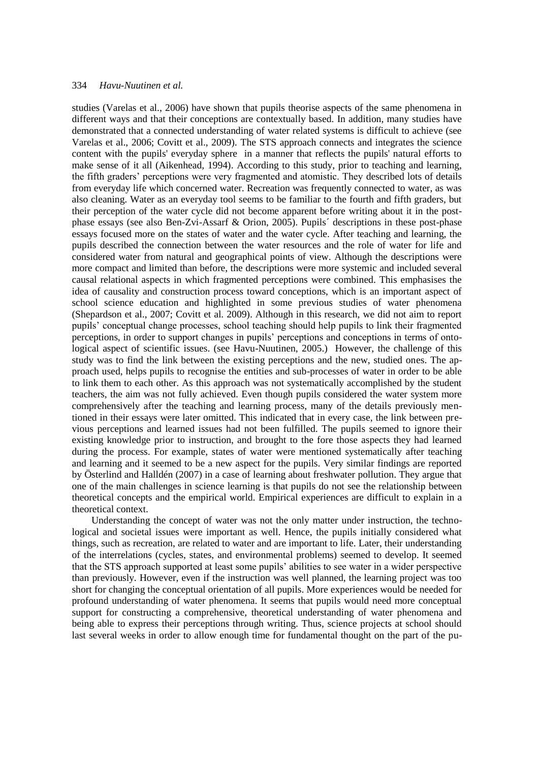studies (Varelas et al., 2006) have shown that pupils theorise aspects of the same phenomena in different ways and that their conceptions are contextually based. In addition, many studies have demonstrated that a connected understanding of water related systems is difficult to achieve (see Varelas et al., 2006; Covitt et al., 2009). The STS approach connects and integrates the science content with the pupils' everyday sphere in a manner that reflects the pupils' natural efforts to make sense of it all (Aikenhead, 1994). According to this study, prior to teaching and learning, the fifth graders' perceptions were very fragmented and atomistic. They described lots of details from everyday life which concerned water. Recreation was frequently connected to water, as was also cleaning. Water as an everyday tool seems to be familiar to the fourth and fifth graders, but their perception of the water cycle did not become apparent before writing about it in the post-phase essays (see also Ben-Zvi-Assarf & Orion, 2005). Pupils´ descriptions in these post-phase essays focused more on the states of water and the water cycle. After teaching and learning, the pupils described the connection between the water resources and the role of water for life and considered water from natural and geographical points of view. Although the descriptions were more compact and limited than before, the descriptions were more systemic and included several causal relational aspects in which fragmented perceptions were combined. This emphasises the idea of causality and construction process toward conceptions, which is an important aspect of school science education and highlighted in some previous studies of water phenomena (Shepardson et al., 2007; Covitt et al. 2009). Although in this research, we did not aim to report pupils' conceptual change processes, school teaching should help pupils to link their fragmented perceptions, in order to support changes in pupils' perceptions and conceptions in terms of ontological aspect of scientific issues. (see Havu-Nuutinen, 2005.) However, the challenge of this study was to find the link between the existing perceptions and the new, studied ones. The approach used, helps pupils to recognise the entities and sub-processes of water in order to be able to link them to each other. As this approach was not systematically accomplished by the student teachers, the aim was not fully achieved. Even though pupils considered the water system more comprehensively after the teaching and learning process, many of the details previously mentioned in their essays were later omitted. This indicated that in every case, the link between previous perceptions and learned issues had not been fulfilled. The pupils seemed to ignore their existing knowledge prior to instruction, and brought to the fore those aspects they had learned during the process. For example, states of water were mentioned systematically after teaching and learning and it seemed to be a new aspect for the pupils. Very similar findings are reported by Österlind and Halldén (2007) in a case of learning about freshwater pollution. They argue that one of the main challenges in science learning is that pupils do not see the relationship between theoretical concepts and the empirical world. Empirical experiences are difficult to explain in a theoretical context.

Understanding the concept of water was not the only matter under instruction, the technological and societal issues were important as well. Hence, the pupils initially considered what things, such as recreation, are related to water and are important to life. Later, their understanding of the interrelations (cycles, states, and environmental problems) seemed to develop. It seemed that the STS approach supported at least some pupils' abilities to see water in a wider perspective than previously. However, even if the instruction was well planned, the learning project was too short for changing the conceptual orientation of all pupils. More experiences would be needed for profound understanding of water phenomena. It seems that pupils would need more conceptual support for constructing a comprehensive, theoretical understanding of water phenomena and being able to express their perceptions through writing. Thus, science projects at school should last several weeks in order to allow enough time for fundamental thought on the part of the pu-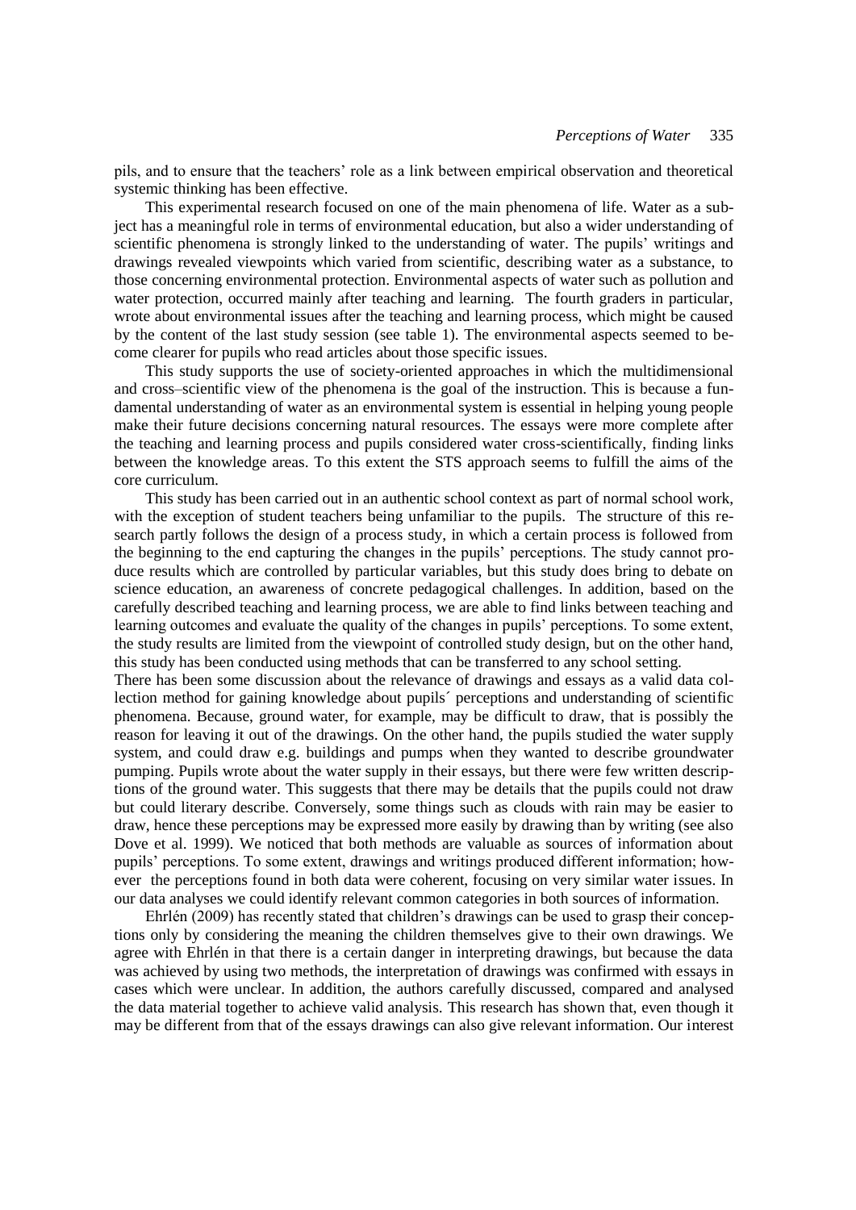pils, and to ensure that the teachers' role as a link between empirical observation and theoretical systemic thinking has been effective.

This experimental research focused on one of the main phenomena of life. Water as a subject has a meaningful role in terms of environmental education, but also a wider understanding of scientific phenomena is strongly linked to the understanding of water. The pupils' writings and drawings revealed viewpoints which varied from scientific, describing water as a substance, to those concerning environmental protection. Environmental aspects of water such as pollution and water protection, occurred mainly after teaching and learning. The fourth graders in particular, wrote about environmental issues after the teaching and learning process, which might be caused by the content of the last study session (see table 1). The environmental aspects seemed to become clearer for pupils who read articles about those specific issues.

This study supports the use of society-oriented approaches in which the multidimensional and cross–scientific view of the phenomena is the goal of the instruction. This is because a fundamental understanding of water as an environmental system is essential in helping young people make their future decisions concerning natural resources. The essays were more complete after the teaching and learning process and pupils considered water cross-scientifically, finding links between the knowledge areas. To this extent the STS approach seems to fulfill the aims of the core curriculum.

This study has been carried out in an authentic school context as part of normal school work, with the exception of student teachers being unfamiliar to the pupils. The structure of this research partly follows the design of a process study, in which a certain process is followed from the beginning to the end capturing the changes in the pupils' perceptions. The study cannot produce results which are controlled by particular variables, but this study does bring to debate on science education, an awareness of concrete pedagogical challenges. In addition, based on the carefully described teaching and learning process, we are able to find links between teaching and learning outcomes and evaluate the quality of the changes in pupils' perceptions. To some extent, the study results are limited from the viewpoint of controlled study design, but on the other hand, this study has been conducted using methods that can be transferred to any school setting.

There has been some discussion about the relevance of drawings and essays as a valid data collection method for gaining knowledge about pupils´ perceptions and understanding of scientific phenomena. Because, ground water, for example, may be difficult to draw, that is possibly the reason for leaving it out of the drawings. On the other hand, the pupils studied the water supply system, and could draw e.g. buildings and pumps when they wanted to describe groundwater pumping. Pupils wrote about the water supply in their essays, but there were few written descriptions of the ground water. This suggests that there may be details that the pupils could not draw but could literary describe. Conversely, some things such as clouds with rain may be easier to draw, hence these perceptions may be expressed more easily by drawing than by writing (see also Dove et al. 1999). We noticed that both methods are valuable as sources of information about pupils' perceptions. To some extent, drawings and writings produced different information; however the perceptions found in both data were coherent, focusing on very similar water issues. In our data analyses we could identify relevant common categories in both sources of information.

Ehrlén (2009) has recently stated that children's drawings can be used to grasp their conceptions only by considering the meaning the children themselves give to their own drawings. We agree with Ehrlén in that there is a certain danger in interpreting drawings, but because the data was achieved by using two methods, the interpretation of drawings was confirmed with essays in cases which were unclear. In addition, the authors carefully discussed, compared and analysed the data material together to achieve valid analysis. This research has shown that, even though it may be different from that of the essays drawings can also give relevant information. Our interest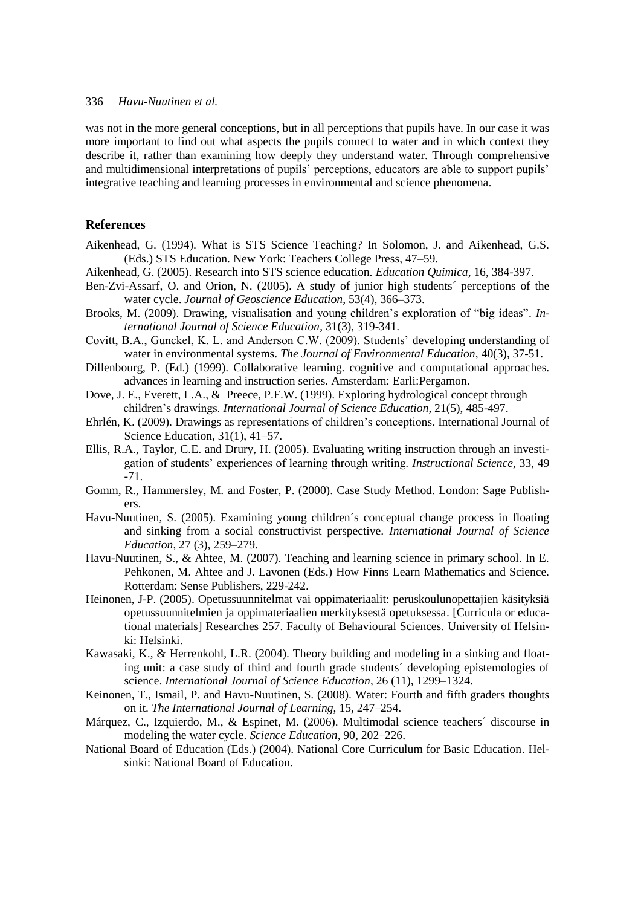was not in the more general conceptions, but in all perceptions that pupils have. In our case it was more important to find out what aspects the pupils connect to water and in which context they describe it, rather than examining how deeply they understand water. Through comprehensive and multidimensional interpretations of pupils' perceptions, educators are able to support pupils' integrative teaching and learning processes in environmental and science phenomena.

## References

Aikenhead, G. (1994). What is STS Science Teaching? In Solomon, J. and Aikenhead, G.S. (Eds.) STS Education. New York: Teachers College Press, 47–59.

Aikenhead, G. (2005). Research into STS science education. *Education Quimica*, 16, 384-397.

Ben-Zvi-Assarf, O. and Orion, N. (2005). A study of junior high students´ perceptions of the water cycle. *Journal of Geoscience Education*, 53(4), 366–373.

Brooks, M. (2009). Drawing, visualisation and young children's exploration of "big ideas". *International Journal of Science Education*, 31(3), 319-341.

Covitt, B.A., Gunckel, K. L. and Anderson C.W. (2009). Students' developing understanding of water in environmental systems. *The Journal of Environmental Education*, 40(3), 37-51.

Dillenbourg, P. (Ed.) (1999). Collaborative learning. cognitive and computational approaches. advances in learning and instruction series. Amsterdam: Earli:Pergamon.

Dove, J. E., Everett, L.A., & Preece, P.F.W. (1999). Exploring hydrological concept through children's drawings. *International Journal of Science Education*, 21(5), 485-497.

Ehrlén, K. (2009). Drawings as representations of children's conceptions. International Journal of Science Education, 31(1), 41–57.

Ellis, R.A., Taylor, C.E. and Drury, H. (2005). Evaluating writing instruction through an investigation of students' experiences of learning through writing. *Instructional Science*, 33, 49 -71.

Gomm, R., Hammersley, M. and Foster, P. (2000). Case Study Method. London: Sage Publishers.

Havu-Nuutinen, S. (2005). Examining young children´s conceptual change process in floating and sinking from a social constructivist perspective. *International Journal of Science Education*, 27 (3), 259–279.

Havu-Nuutinen, S., & Ahtee, M. (2007). Teaching and learning science in primary school. In E. Pehkonen, M. Ahtee and J. Lavonen (Eds.) How Finns Learn Mathematics and Science. Rotterdam: Sense Publishers, 229-242.

Heinonen, J-P. (2005). Opetussuunnitelmat vai oppimateriaalit: peruskoulunopettajien käsityksiä opetussuunnitelmien ja oppimateriaalien merkityksestä opetuksessa. [Curricula or educational materials] Researches 257. Faculty of Behavioural Sciences. University of Helsinki: Helsinki.

Kawasaki, K., & Herrenkohl, L.R. (2004). Theory building and modeling in a sinking and floating unit: a case study of third and fourth grade students´ developing epistemologies of science. *International Journal of Science Education*, 26 (11), 1299–1324.

Keinonen, T., Ismail, P. and Havu-Nuutinen, S. (2008). Water: Fourth and fifth graders thoughts on it. *The International Journal of Learning*, 15, 247–254.

Márquez, C., Izquierdo, M., & Espinet, M. (2006). Multimodal science teachers´ discourse in modeling the water cycle. *Science Education*, 90, 202–226.

National Board of Education (Eds.) (2004). National Core Curriculum for Basic Education. Helsinki: National Board of Education.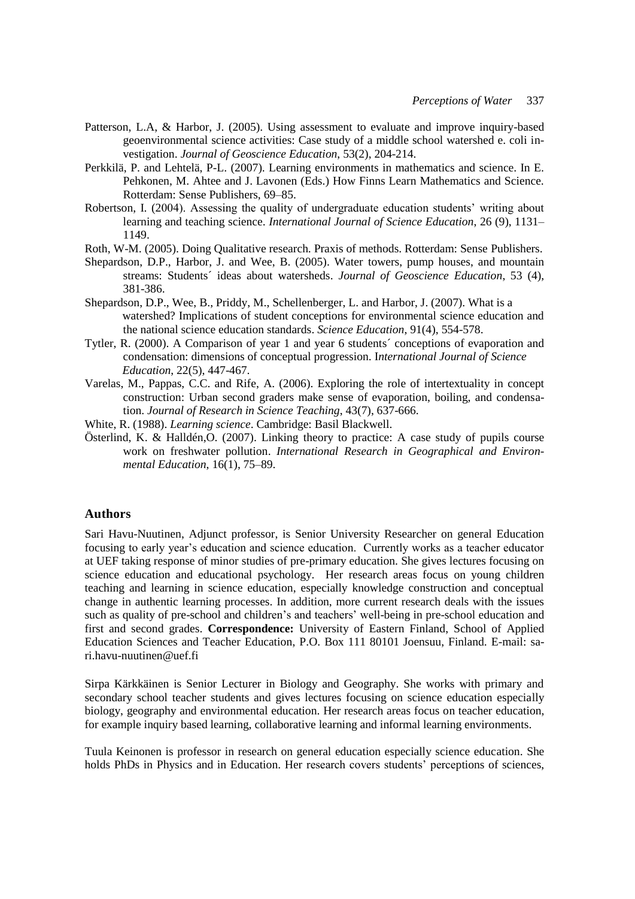Patterson, L.A, & Harbor, J. (2005). Using assessment to evaluate and improve inquiry-based geoenvironmental science activities: Case study of a middle school watershed e. coli investigation. *Journal of Geoscience Education*, 53(2), 204-214.

Perkkilä, P. and Lehtelä, P-L. (2007). Learning environments in mathematics and science. In E. Pehkonen, M. Ahtee and J. Lavonen (Eds.) How Finns Learn Mathematics and Science. Rotterdam: Sense Publishers, 69–85.

Robertson, I. (2004). Assessing the quality of undergraduate education students' writing about learning and teaching science. *International Journal of Science Education*, 26 (9), 1131–1149.

Roth, W-M. (2005). Doing Qualitative research. Praxis of methods. Rotterdam: Sense Publishers.

Shepardson, D.P., Harbor, J. and Wee, B. (2005). Water towers, pump houses, and mountain streams: Students´ ideas about watersheds. *Journal of Geoscience Education*, 53 (4), 381-386.

Shepardson, D.P., Wee, B., Priddy, M., Schellenberger, L. and Harbor, J. (2007). What is a watershed? Implications of student conceptions for environmental science education and the national science education standards. *Science Education*, 91(4), 554-578.

Tytler, R. (2000). A Comparison of year 1 and year 6 students´ conceptions of evaporation and condensation: dimensions of conceptual progression. I*nternational Journal of Science Education*, 22(5), 447-467.

Varelas, M., Pappas, C.C. and Rife, A. (2006). Exploring the role of intertextuality in concept construction: Urban second graders make sense of evaporation, boiling, and condensation. *Journal of Research in Science Teaching*, 43(7), 637-666.

White, R. (1988). *Learning science*. Cambridge: Basil Blackwell.

Österlind, K. & Halldén,O. (2007). Linking theory to practice: A case study of pupils course work on freshwater pollution. *International Research in Geographical and Environmental Education*, 16(1), 75–89.

## Authors

Sari Havu-Nuutinen, Adjunct professor, is Senior University Researcher on general Education focusing to early year's education and science education. Currently works as a teacher educator at UEF taking response of minor studies of pre-primary education. She gives lectures focusing on science education and educational psychology. Her research areas focus on young children teaching and learning in science education, especially knowledge construction and conceptual change in authentic learning processes. In addition, more current research deals with the issues such as quality of pre-school and children's and teachers' well-being in pre-school education and first and second grades. **Correspondence:** University of Eastern Finland, School of Applied Education Sciences and Teacher Education, P.O. Box 111 80101 Joensuu, Finland. E-mail: sari.havu-nuutinen@uef.fi

Sirpa Kärkkäinen is Senior Lecturer in Biology and Geography. She works with primary and secondary school teacher students and gives lectures focusing on science education especially biology, geography and environmental education. Her research areas focus on teacher education, for example inquiry based learning, collaborative learning and informal learning environments.

Tuula Keinonen is professor in research on general education especially science education. She holds PhDs in Physics and in Education. Her research covers students' perceptions of sciences,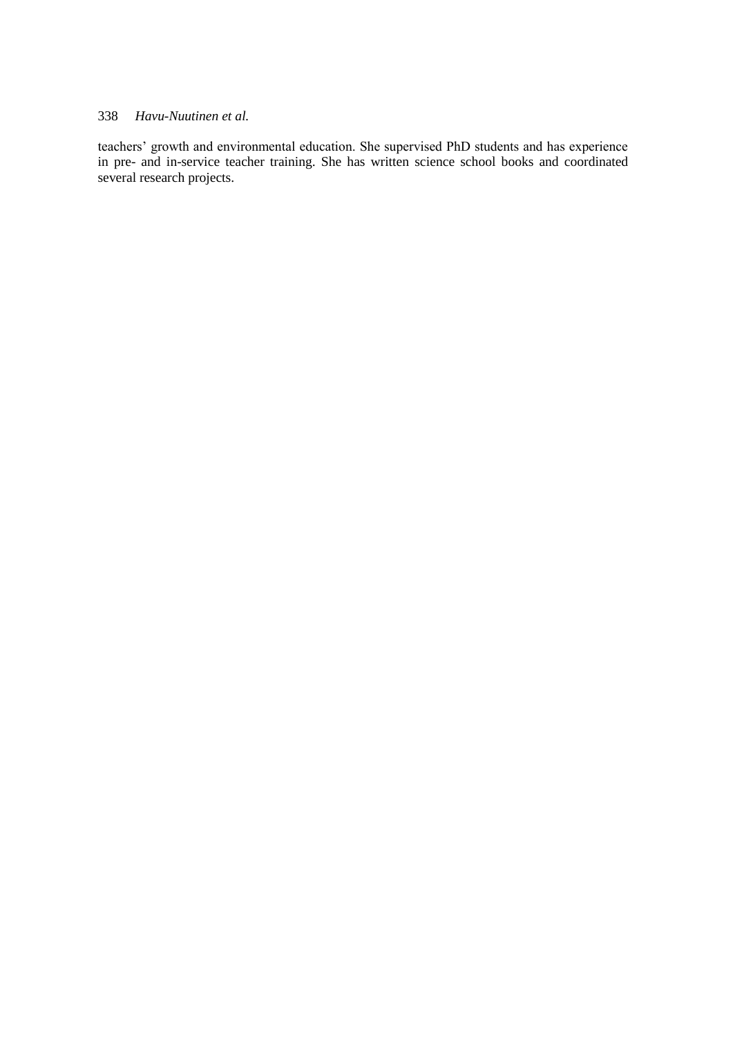teachers' growth and environmental education. She supervised PhD students and has experience in pre- and in-service teacher training. She has written science school books and coordinated several research projects.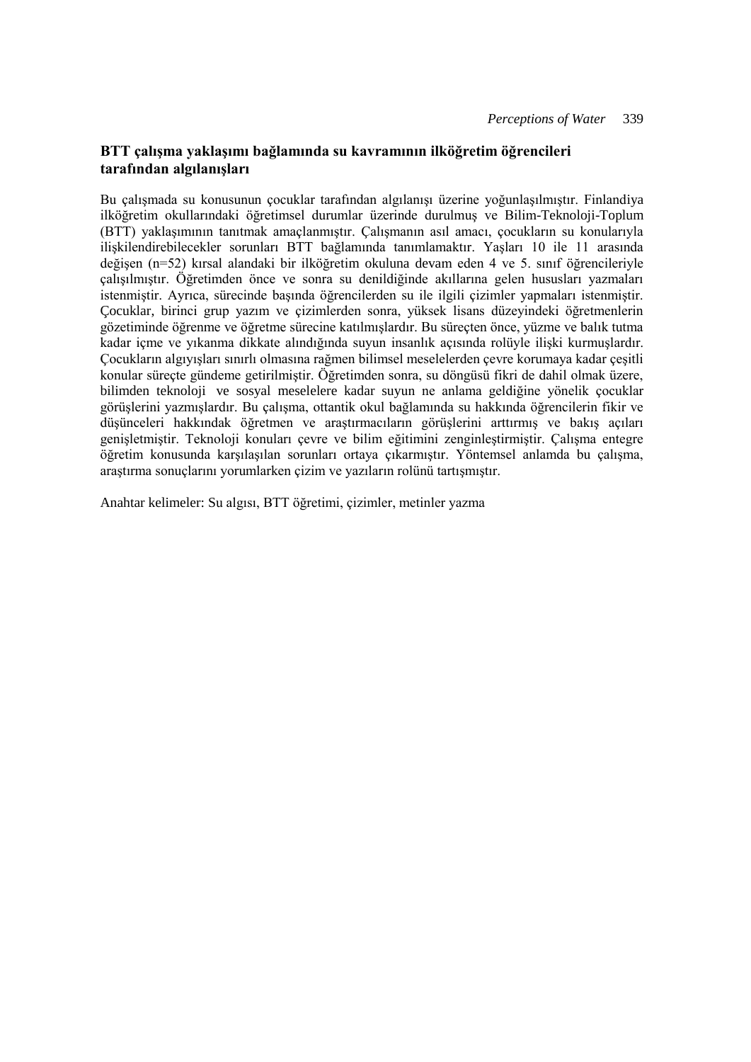## BTT çalışma yaklaşımı bağlamında su kavramının ilköğretim öğrencileri tarafından algılanışları

Bu çalışmada su konusunun çocuklar tarafından algılanışı üzerine yoğunlaşılmıştır. Finlandiya ilköğretim okullarındaki öğretimsel durumlar üzerinde durulmuş ve Bilim-Teknoloji-Toplum (BTT) yaklaşımının tanıtmak amaçlanmıştır. Çalışmanın asıl amacı, çocukların su konularıyla ilişkilendirebilecekler sorunları BTT bağlamında tanımlamaktır. Yaşları 10 ile 11 arasında değişen (n=52) kırsal alandaki bir ilköğretim okuluna devam eden 4 ve 5. sınıf öğrencileriyle çalışılmıştır. Öğretimden önce ve sonra su denildiğinde akıllarına gelen hususları yazmaları istenmiştir. Ayrıca, sürecinde başında öğrencilerden su ile ilgili çizimler yapmaları istenmiştir. Çocuklar, birinci grup yazım ve çizimlerden sonra, yüksek lisans düzeyindeki öğretmenlerin gözetiminde öğrenme ve öğretme sürecine katılmışlardır. Bu süreçten önce, yüzme ve balık tutma kadar içme ve yıkanma dikkate alındığında suyun insanlık açısında rolüyle ilişki kurmuşlardır. Çocukların algıyışları sınırlı olmasına rağmen bilimsel meselelerden çevre korumaya kadar çeşitli konular süreçte gündeme getirilmiştir. Öğretimden sonra, su döngüsü fikri de dahil olmak üzere, bilimden teknoloji ve sosyal meselelere kadar suyun ne anlama geldiğine yönelik çocuklar görüşlerini yazmışlardır. Bu çalışma, ottantik okul bağlamında su hakkında öğrencilerin fikir ve düşünceleri hakkındak öğretmen ve araştırmacıların görüşlerini arttırmış ve bakış açıları genişletmiştir. Teknoloji konuları çevre ve bilim eğitimini zenginleştirmiştir. Çalışma entegre öğretim konusunda karşılaşılan sorunları ortaya çıkarmıştır. Yöntemsel anlamda bu çalışma, araştırma sonuçlarını yorumlarken çizim ve yazıların rolünü tartışmıştır.

Anahtar kelimeler: Su algısı, BTT öğretimi, çizimler, metinler yazma